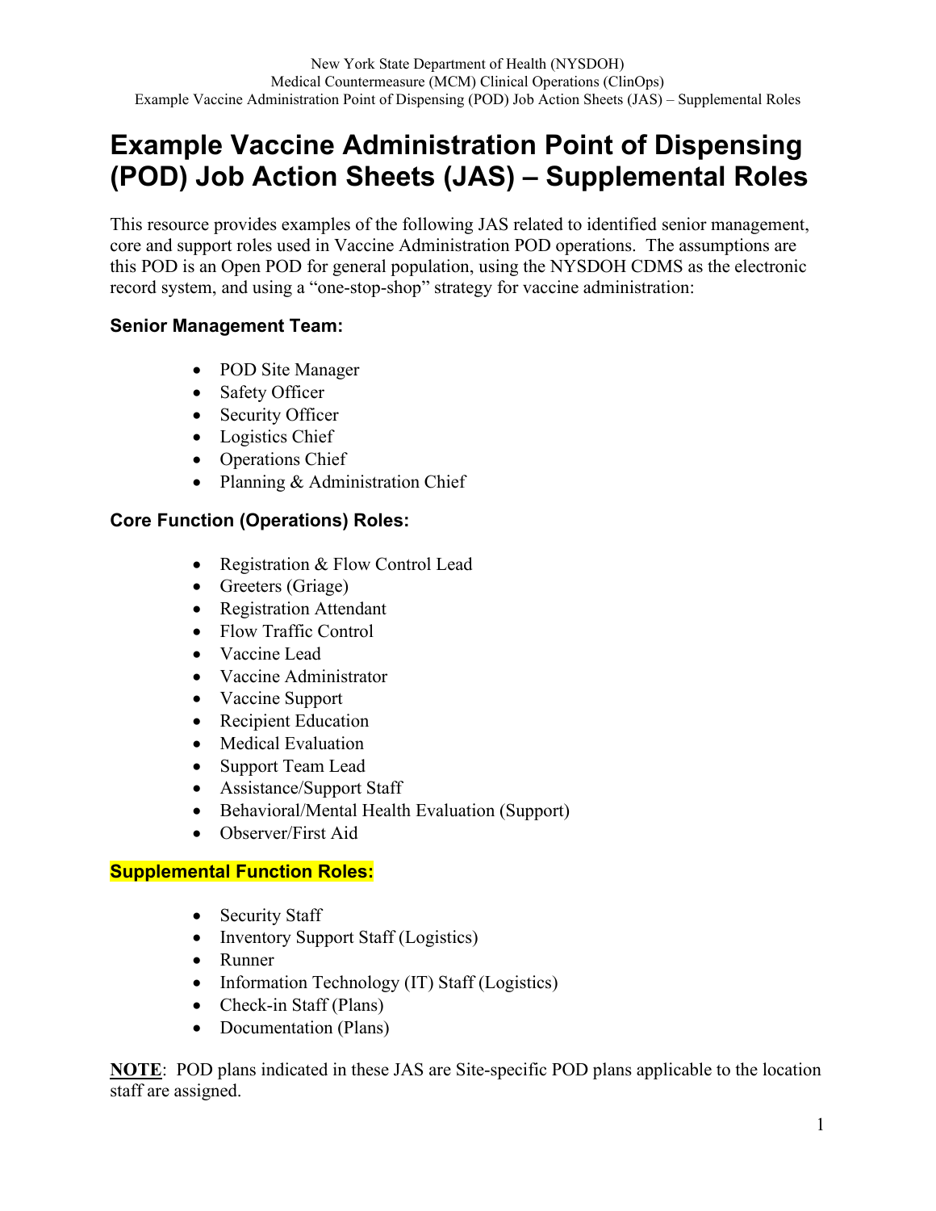# Example Vaccine Administration Point of Dispensing (POD) Job Action Sheets (JAS) – Supplemental Roles

This resource provides examples of the following JAS related to identified senior management, core and support roles used in Vaccine Administration POD operations. The assumptions are this POD is an Open POD for general population, using the NYSDOH CDMS as the electronic record system, and using a "one-stop-shop" strategy for vaccine administration:

### Senior Management Team:

- POD Site Manager
- Safety Officer
- Security Officer
- Logistics Chief
- Operations Chief
- Planning & Administration Chief

### Core Function (Operations) Roles:

- Registration & Flow Control Lead
- Greeters (Griage)
- Registration Attendant
- Flow Traffic Control
- Vaccine Lead
- Vaccine Administrator
- Vaccine Support
- Recipient Education
- Medical Evaluation
- Support Team Lead
- Assistance/Support Staff
- Behavioral/Mental Health Evaluation (Support)
- Observer/First Aid

### Supplemental Function Roles:

- Security Staff
- Inventory Support Staff (Logistics)
- Runner
- Information Technology (IT) Staff (Logistics)
- Check-in Staff (Plans)
- Documentation (Plans)

**NOTE**: POD plans indicated in these JAS are Site-specific POD plans applicable to the location staff are assigned.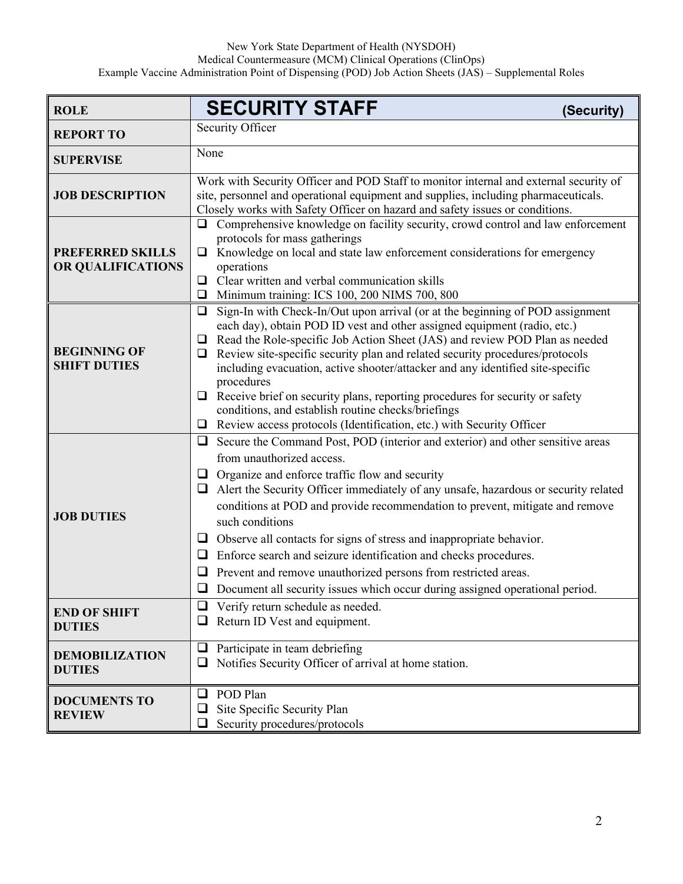| ROLE | SECURITY STAFF (Security) |
|---|---|
| REPORT TO | Security Officer |
| SUPERVISE | None |
| JOB DESCRIPTION | Work with Security Officer and POD Staff to monitor internal and external security of site, personnel and operational equipment and supplies, including pharmaceuticals. Closely works with Safety Officer on hazard and safety issues or conditions. |
| PREFERRED SKILLS OR QUALIFICATIONS | ❑ Comprehensive knowledge on facility security, crowd control and law enforcement protocols for mass gatherings<br>❑ Knowledge on local and state law enforcement considerations for emergency operations<br>❑ Clear written and verbal communication skills<br>❑ Minimum training: ICS 100, 200 NIMS 700, 800 |
| BEGINNING OF SHIFT DUTIES | ❑ Sign-In with Check-In/Out upon arrival (or at the beginning of POD assignment each day), obtain POD ID vest and other assigned equipment (radio, etc.)<br>❑ Read the Role-specific Job Action Sheet (JAS) and review POD Plan as needed<br>❑ Review site-specific security plan and related security procedures/protocols including evacuation, active shooter/attacker and any identified site-specific procedures<br>❑ Receive brief on security plans, reporting procedures for security or safety conditions, and establish routine checks/briefings<br>❑ Review access protocols (Identification, etc.) with Security Officer |
| JOB DUTIES | ❑ Secure the Command Post, POD (interior and exterior) and other sensitive areas from unauthorized access.<br>❑ Organize and enforce traffic flow and security<br>❑ Alert the Security Officer immediately of any unsafe, hazardous or security related conditions at POD and provide recommendation to prevent, mitigate and remove such conditions<br>❑ Observe all contacts for signs of stress and inappropriate behavior.<br>❑ Enforce search and seizure identification and checks procedures.<br>❑ Prevent and remove unauthorized persons from restricted areas.<br>❑ Document all security issues which occur during assigned operational period. |
| END OF SHIFT DUTIES | ❑ Verify return schedule as needed.<br>❑ Return ID Vest and equipment. |
| DEMOBILIZATION DUTIES | ❑ Participate in team debriefing<br>❑ Notifies Security Officer of arrival at home station. |
| DOCUMENTS TO REVIEW | ❑ POD Plan<br>❑ Site Specific Security Plan<br>❑ Security procedures/protocols |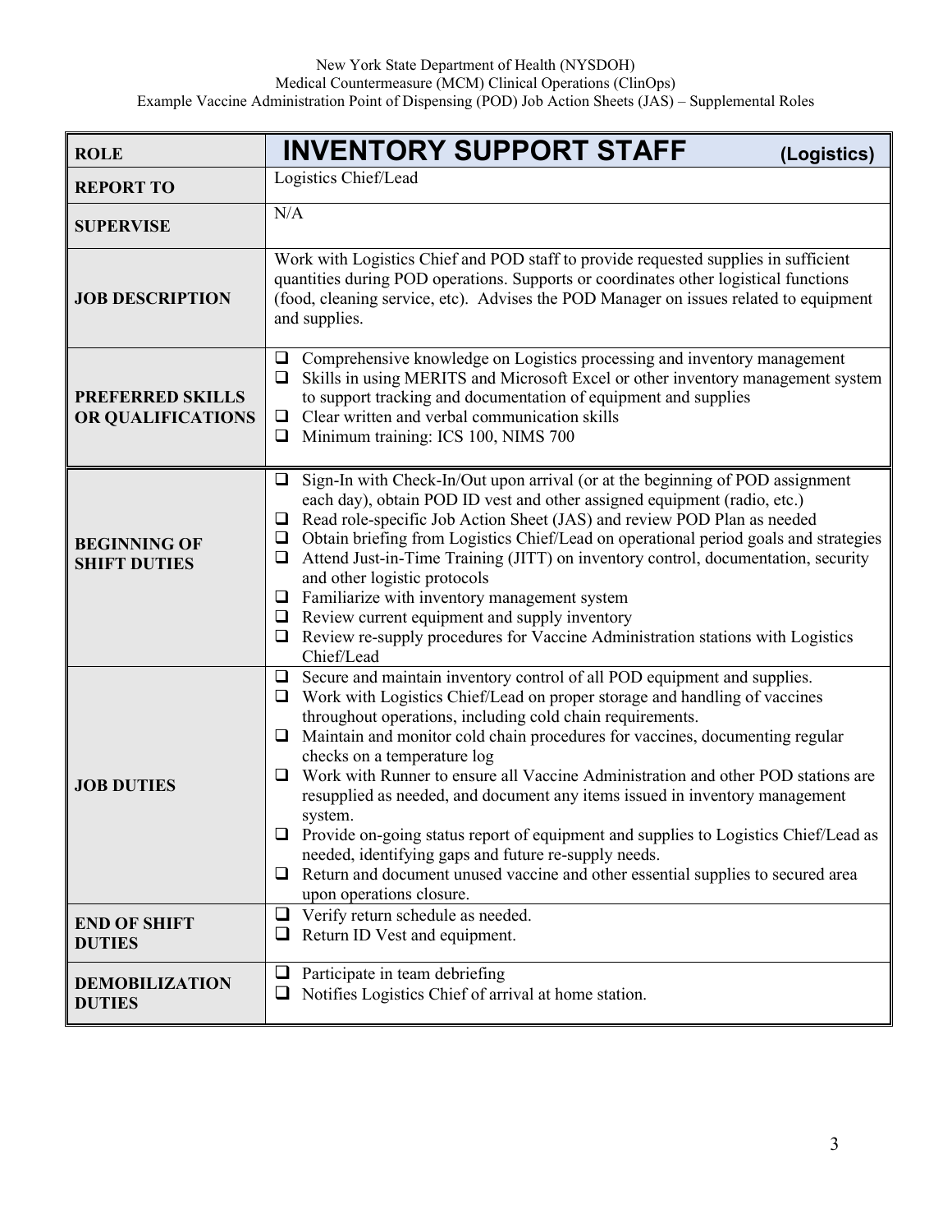| ROLE | INVENTORY SUPPORT STAFF (Logistics) |
|---|---|
| **REPORT TO** | Logistics Chief/Lead |
| **SUPERVISE** | N/A |
| **JOB DESCRIPTION** | Work with Logistics Chief and POD staff to provide requested supplies in sufficient quantities during POD operations. Supports or coordinates other logistical functions (food, cleaning service, etc). Advises the POD Manager on issues related to equipment and supplies. |
| **PREFERRED SKILLS OR QUALIFICATIONS** | ❑ Comprehensive knowledge on Logistics processing and inventory management<br>❑ Skills in using MERITS and Microsoft Excel or other inventory management system to support tracking and documentation of equipment and supplies<br>❑ Clear written and verbal communication skills<br>❑ Minimum training: ICS 100, NIMS 700 |
| **BEGINNING OF SHIFT DUTIES** | ❑ Sign-In with Check-In/Out upon arrival (or at the beginning of POD assignment each day), obtain POD ID vest and other assigned equipment (radio, etc.)<br>❑ Read role-specific Job Action Sheet (JAS) and review POD Plan as needed<br>❑ Obtain briefing from Logistics Chief/Lead on operational period goals and strategies<br>❑ Attend Just-in-Time Training (JITT) on inventory control, documentation, security and other logistic protocols<br>❑ Familiarize with inventory management system<br>❑ Review current equipment and supply inventory<br>❑ Review re-supply procedures for Vaccine Administration stations with Logistics Chief/Lead |
| **JOB DUTIES** | ❑ Secure and maintain inventory control of all POD equipment and supplies.<br>❑ Work with Logistics Chief/Lead on proper storage and handling of vaccines throughout operations, including cold chain requirements.<br>❑ Maintain and monitor cold chain procedures for vaccines, documenting regular checks on a temperature log<br>❑ Work with Runner to ensure all Vaccine Administration and other POD stations are resupplied as needed, and document any items issued in inventory management system.<br>❑ Provide on-going status report of equipment and supplies to Logistics Chief/Lead as needed, identifying gaps and future re-supply needs.<br>❑ Return and document unused vaccine and other essential supplies to secured area upon operations closure. |
| **END OF SHIFT DUTIES** | ❑ Verify return schedule as needed.<br>❑ Return ID Vest and equipment. |
| **DEMOBILIZATION DUTIES** | ❑ Participate in team debriefing<br>❑ Notifies Logistics Chief of arrival at home station. |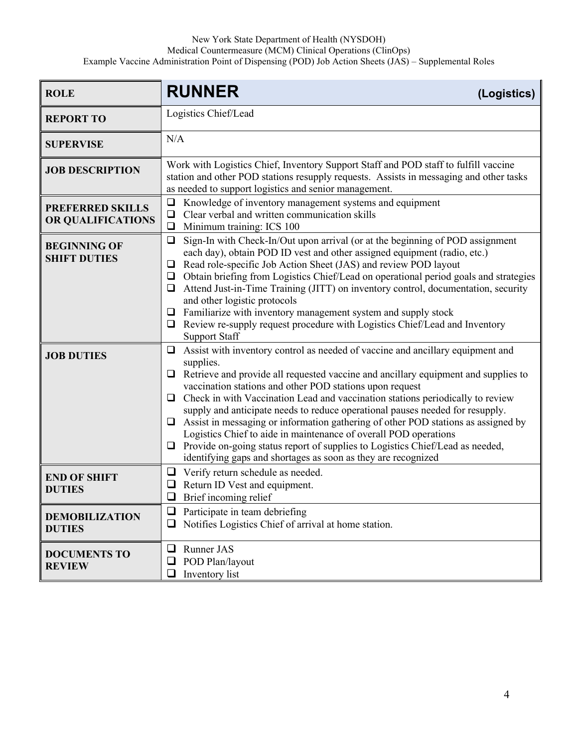| ROLE | **RUNNER** (Logistics) |
|---|---|
| **REPORT TO** | Logistics Chief/Lead |
| **SUPERVISE** | N/A |
| **JOB DESCRIPTION** | Work with Logistics Chief, Inventory Support Staff and POD staff to fulfill vaccine station and other POD stations resupply requests. Assists in messaging and other tasks as needed to support logistics and senior management. |
| **PREFERRED SKILLS OR QUALIFICATIONS** | ❑ Knowledge of inventory management systems and equipment<br>❑ Clear verbal and written communication skills<br>❑ Minimum training: ICS 100 |
| **BEGINNING OF SHIFT DUTIES** | ❑ Sign-In with Check-In/Out upon arrival (or at the beginning of POD assignment each day), obtain POD ID vest and other assigned equipment (radio, etc.)<br>❑ Read role-specific Job Action Sheet (JAS) and review POD layout<br>❑ Obtain briefing from Logistics Chief/Lead on operational period goals and strategies<br>❑ Attend Just-in-Time Training (JITT) on inventory control, documentation, security and other logistic protocols<br>❑ Familiarize with inventory management system and supply stock<br>❑ Review re-supply request procedure with Logistics Chief/Lead and Inventory Support Staff |
| **JOB DUTIES** | ❑ Assist with inventory control as needed of vaccine and ancillary equipment and supplies.<br>❑ Retrieve and provide all requested vaccine and ancillary equipment and supplies to vaccination stations and other POD stations upon request<br>❑ Check in with Vaccination Lead and vaccination stations periodically to review supply and anticipate needs to reduce operational pauses needed for resupply.<br>❑ Assist in messaging or information gathering of other POD stations as assigned by Logistics Chief to aide in maintenance of overall POD operations<br>❑ Provide on-going status report of supplies to Logistics Chief/Lead as needed, identifying gaps and shortages as soon as they are recognized |
| **END OF SHIFT DUTIES** | ❑ Verify return schedule as needed.<br>❑ Return ID Vest and equipment.<br>❑ Brief incoming relief |
| **DEMOBILIZATION DUTIES** | ❑ Participate in team debriefing<br>❑ Notifies Logistics Chief of arrival at home station. |
| **DOCUMENTS TO REVIEW** | ❑ Runner JAS<br>❑ POD Plan/layout<br>❑ Inventory list |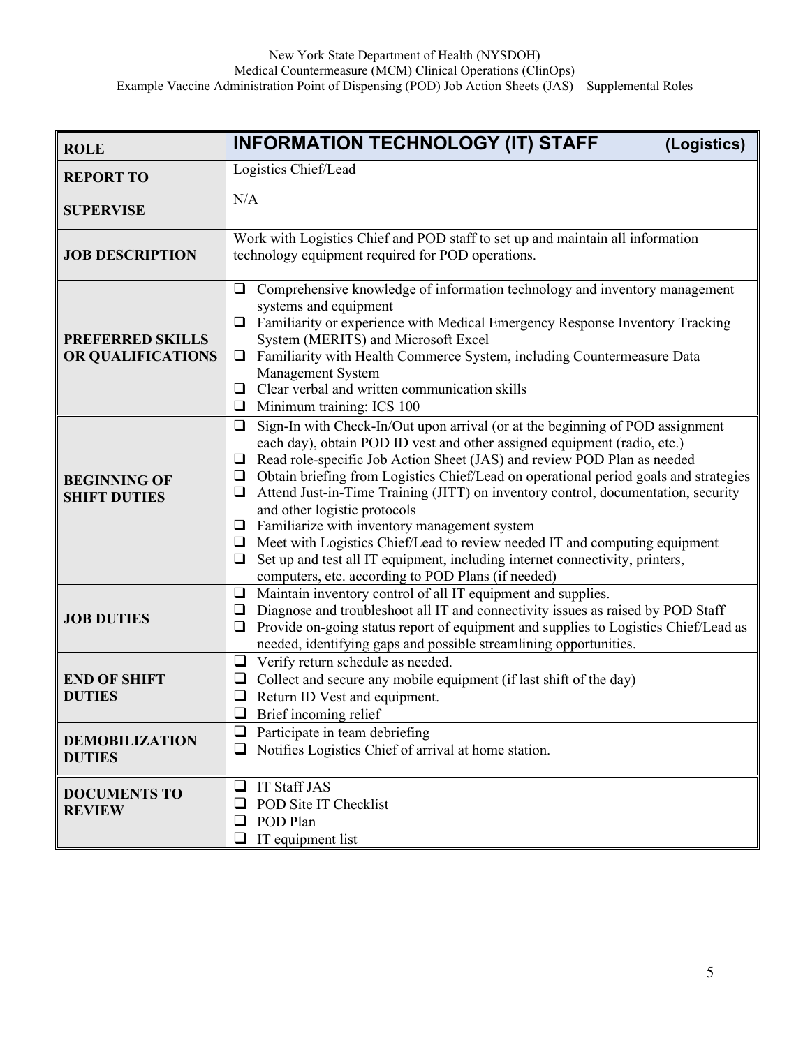| ROLE | INFORMATION TECHNOLOGY (IT) STAFF (Logistics) |
|---|---|
| REPORT TO | Logistics Chief/Lead |
| SUPERVISE | N/A |
| JOB DESCRIPTION | Work with Logistics Chief and POD staff to set up and maintain all information technology equipment required for POD operations. |
| PREFERRED SKILLS OR QUALIFICATIONS | ❑ Comprehensive knowledge of information technology and inventory management systems and equipment<br>❑ Familiarity or experience with Medical Emergency Response Inventory Tracking System (MERITS) and Microsoft Excel<br>❑ Familiarity with Health Commerce System, including Countermeasure Data Management System<br>❑ Clear verbal and written communication skills<br>❑ Minimum training: ICS 100 |
| BEGINNING OF SHIFT DUTIES | ❑ Sign-In with Check-In/Out upon arrival (or at the beginning of POD assignment each day), obtain POD ID vest and other assigned equipment (radio, etc.)<br>❑ Read role-specific Job Action Sheet (JAS) and review POD Plan as needed<br>❑ Obtain briefing from Logistics Chief/Lead on operational period goals and strategies<br>❑ Attend Just-in-Time Training (JITT) on inventory control, documentation, security and other logistic protocols<br>❑ Familiarize with inventory management system<br>❑ Meet with Logistics Chief/Lead to review needed IT and computing equipment<br>❑ Set up and test all IT equipment, including internet connectivity, printers, computers, etc. according to POD Plans (if needed) |
| JOB DUTIES | ❑ Maintain inventory control of all IT equipment and supplies.<br>❑ Diagnose and troubleshoot all IT and connectivity issues as raised by POD Staff<br>❑ Provide on-going status report of equipment and supplies to Logistics Chief/Lead as needed, identifying gaps and possible streamlining opportunities. |
| END OF SHIFT DUTIES | ❑ Verify return schedule as needed.<br>❑ Collect and secure any mobile equipment (if last shift of the day)<br>❑ Return ID Vest and equipment.<br>❑ Brief incoming relief |
| DEMOBILIZATION DUTIES | ❑ Participate in team debriefing<br>❑ Notifies Logistics Chief of arrival at home station. |
| DOCUMENTS TO REVIEW | ❑ IT Staff JAS<br>❑ POD Site IT Checklist<br>❑ POD Plan<br>❑ IT equipment list |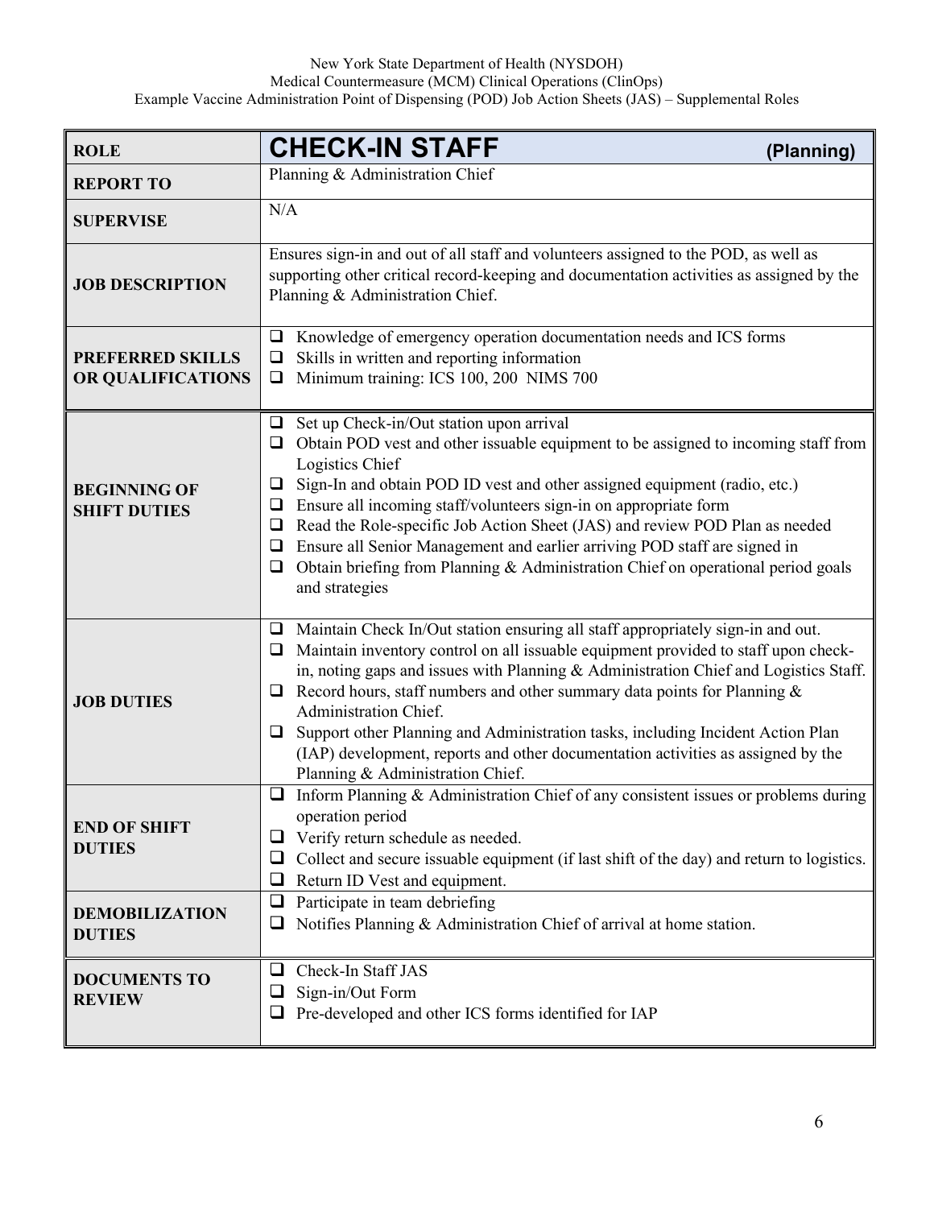| ROLE | CHECK-IN STAFF (Planning) |
|---|---|
| REPORT TO | Planning & Administration Chief |
| SUPERVISE | N/A |
| JOB DESCRIPTION | Ensures sign-in and out of all staff and volunteers assigned to the POD, as well as supporting other critical record-keeping and documentation activities as assigned by the Planning & Administration Chief. |
| PREFERRED SKILLS OR QUALIFICATIONS | ❑ Knowledge of emergency operation documentation needs and ICS forms<br>❑ Skills in written and reporting information<br>❑ Minimum training: ICS 100, 200 NIMS 700 |
| BEGINNING OF SHIFT DUTIES | ❑ Set up Check-in/Out station upon arrival<br>❑ Obtain POD vest and other issuable equipment to be assigned to incoming staff from Logistics Chief<br>❑ Sign-In and obtain POD ID vest and other assigned equipment (radio, etc.)<br>❑ Ensure all incoming staff/volunteers sign-in on appropriate form<br>❑ Read the Role-specific Job Action Sheet (JAS) and review POD Plan as needed<br>❑ Ensure all Senior Management and earlier arriving POD staff are signed in<br>❑ Obtain briefing from Planning & Administration Chief on operational period goals and strategies |
| JOB DUTIES | ❑ Maintain Check In/Out station ensuring all staff appropriately sign-in and out.<br>❑ Maintain inventory control on all issuable equipment provided to staff upon check-in, noting gaps and issues with Planning & Administration Chief and Logistics Staff.<br>❑ Record hours, staff numbers and other summary data points for Planning & Administration Chief.<br>❑ Support other Planning and Administration tasks, including Incident Action Plan (IAP) development, reports and other documentation activities as assigned by the Planning & Administration Chief. |
| END OF SHIFT DUTIES | ❑ Inform Planning & Administration Chief of any consistent issues or problems during operation period<br>❑ Verify return schedule as needed.<br>❑ Collect and secure issuable equipment (if last shift of the day) and return to logistics.<br>❑ Return ID Vest and equipment. |
| DEMOBILIZATION DUTIES | ❑ Participate in team debriefing<br>❑ Notifies Planning & Administration Chief of arrival at home station. |
| DOCUMENTS TO REVIEW | ❑ Check-In Staff JAS<br>❑ Sign-in/Out Form<br>❑ Pre-developed and other ICS forms identified for IAP |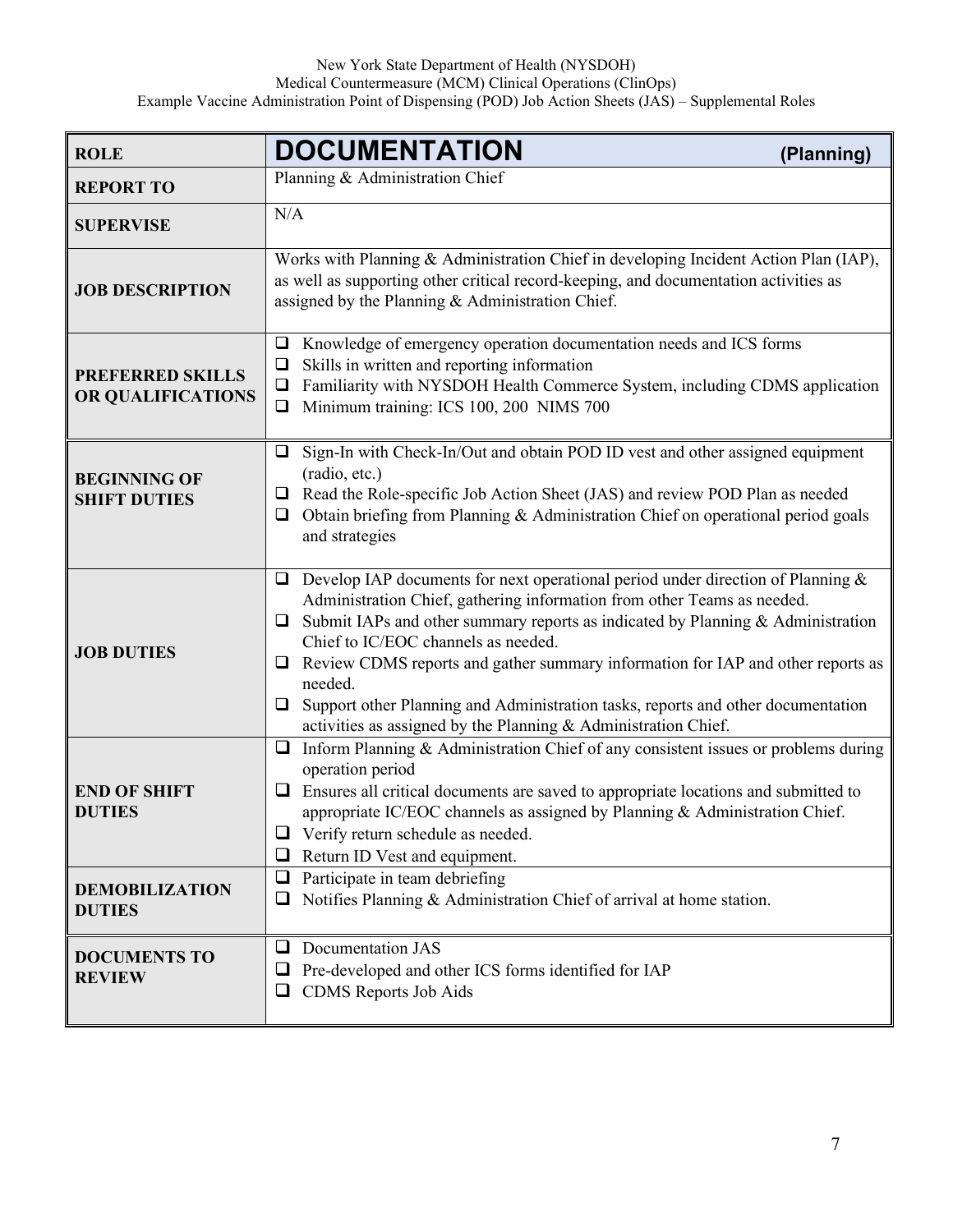| ROLE | **DOCUMENTATION** (Planning) |
|---|---|
| **REPORT TO** | Planning & Administration Chief |
| **SUPERVISE** | N/A |
| **JOB DESCRIPTION** | Works with Planning & Administration Chief in developing Incident Action Plan (IAP), as well as supporting other critical record-keeping, and documentation activities as assigned by the Planning & Administration Chief. |
| **PREFERRED SKILLS OR QUALIFICATIONS** | ❑ Knowledge of emergency operation documentation needs and ICS forms<br>❑ Skills in written and reporting information<br>❑ Familiarity with NYSDOH Health Commerce System, including CDMS application<br>❑ Minimum training: ICS 100, 200 NIMS 700 |
| **BEGINNING OF SHIFT DUTIES** | ❑ Sign-In with Check-In/Out and obtain POD ID vest and other assigned equipment (radio, etc.)<br>❑ Read the Role-specific Job Action Sheet (JAS) and review POD Plan as needed<br>❑ Obtain briefing from Planning & Administration Chief on operational period goals and strategies |
| **JOB DUTIES** | ❑ Develop IAP documents for next operational period under direction of Planning & Administration Chief, gathering information from other Teams as needed.<br>❑ Submit IAPs and other summary reports as indicated by Planning & Administration Chief to IC/EOC channels as needed.<br>❑ Review CDMS reports and gather summary information for IAP and other reports as needed.<br>❑ Support other Planning and Administration tasks, reports and other documentation activities as assigned by the Planning & Administration Chief. |
| **END OF SHIFT DUTIES** | ❑ Inform Planning & Administration Chief of any consistent issues or problems during operation period<br>❑ Ensures all critical documents are saved to appropriate locations and submitted to appropriate IC/EOC channels as assigned by Planning & Administration Chief.<br>❑ Verify return schedule as needed.<br>❑ Return ID Vest and equipment. |
| **DEMOBILIZATION DUTIES** | ❑ Participate in team debriefing<br>❑ Notifies Planning & Administration Chief of arrival at home station. |
| **DOCUMENTS TO REVIEW** | ❑ Documentation JAS<br>❑ Pre-developed and other ICS forms identified for IAP<br>❑ CDMS Reports Job Aids |